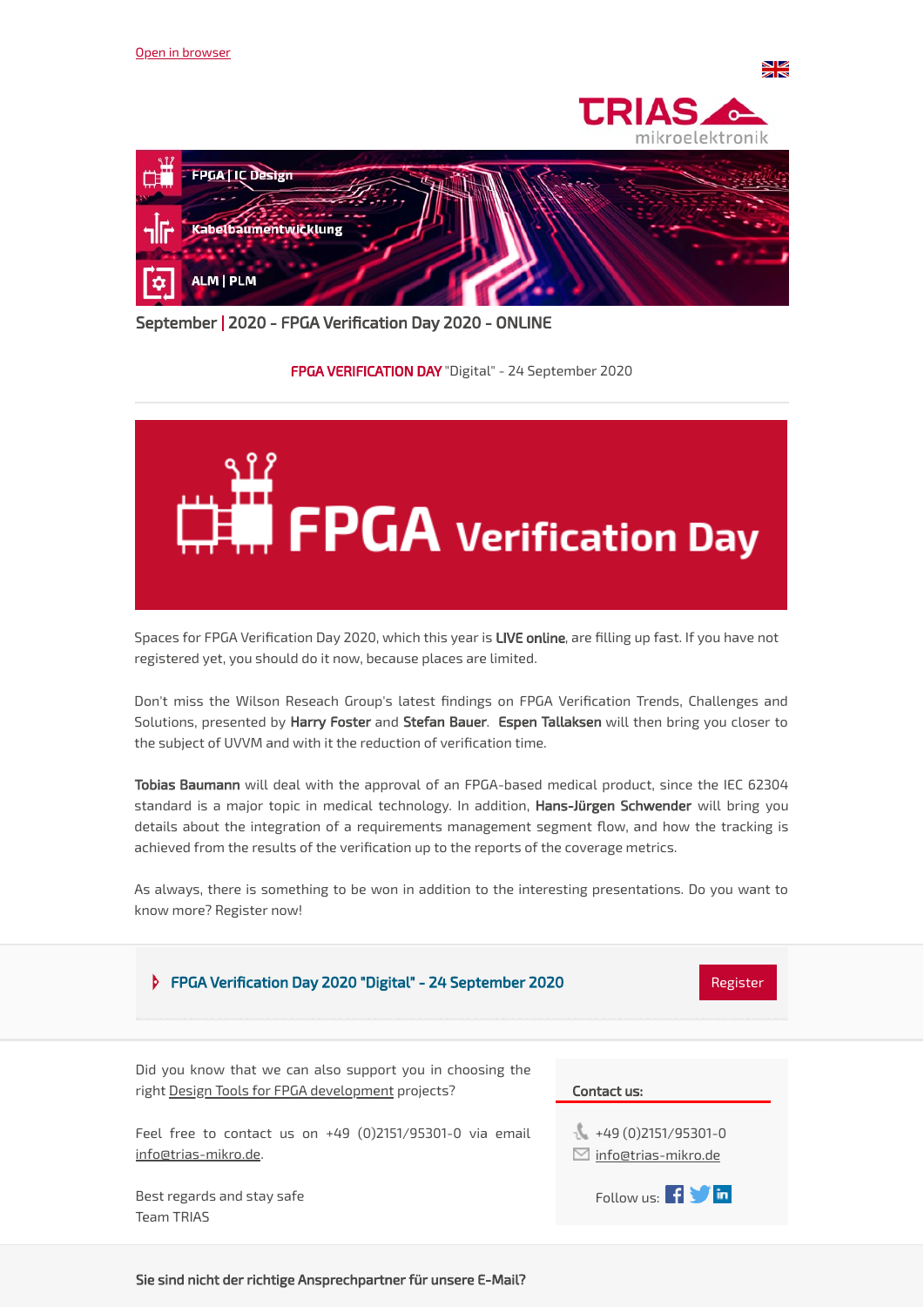Open in browser

TRIAS mikroelektronik

FPGA | IC Design

Kabelbaumentwicklung

ALM | PLM

## September | 2020 - FPGA Verification Day 2020 - ONLINE

**FPGA VERIFICATION DAY** "Digital" - 24 September 2020

# FPGA Verification Day

Spaces for FPGA Verification Day 2020, which this year is **LIVE online**, are filling up fast. If you have not registered yet, you should do it now, because places are limited.

Don't miss the Wilson Reseach Group's latest findings on FPGA Verification Trends, Challenges and Solutions, presented by **Harry Foster** and **Stefan Bauer**. **Espen Tallaksen** will then bring you closer to the subject of UVVM and with it the reduction of verification time.

**Tobias Baumann** will deal with the approval of an FPGA-based medical product, since the IEC 62304 standard is a major topic in medical technology. In addition, **Hans-Jürgen Schwender** will bring you details about the integration of a requirements management segment flow, and how the tracking is achieved from the results of the verification up to the reports of the coverage metrics.

As always, there is something to be won in addition to the interesting presentations. Do you want to know more? Register now!

**FPGA Verification Day 2020 "Digital" - 24 September 2020** — Register

Did you know that we can also support you in choosing the right Design Tools for FPGA development projects?

Feel free to contact us on +49 (0)2151/95301-0 via email info@trias-mikro.de.

Best regards and stay safe
Team TRIAS

**Contact us:**

+49 (0)2151/95301-0
info@trias-mikro.de

Follow us:

**Sie sind nicht der richtige Ansprechpartner für unsere E-Mail?**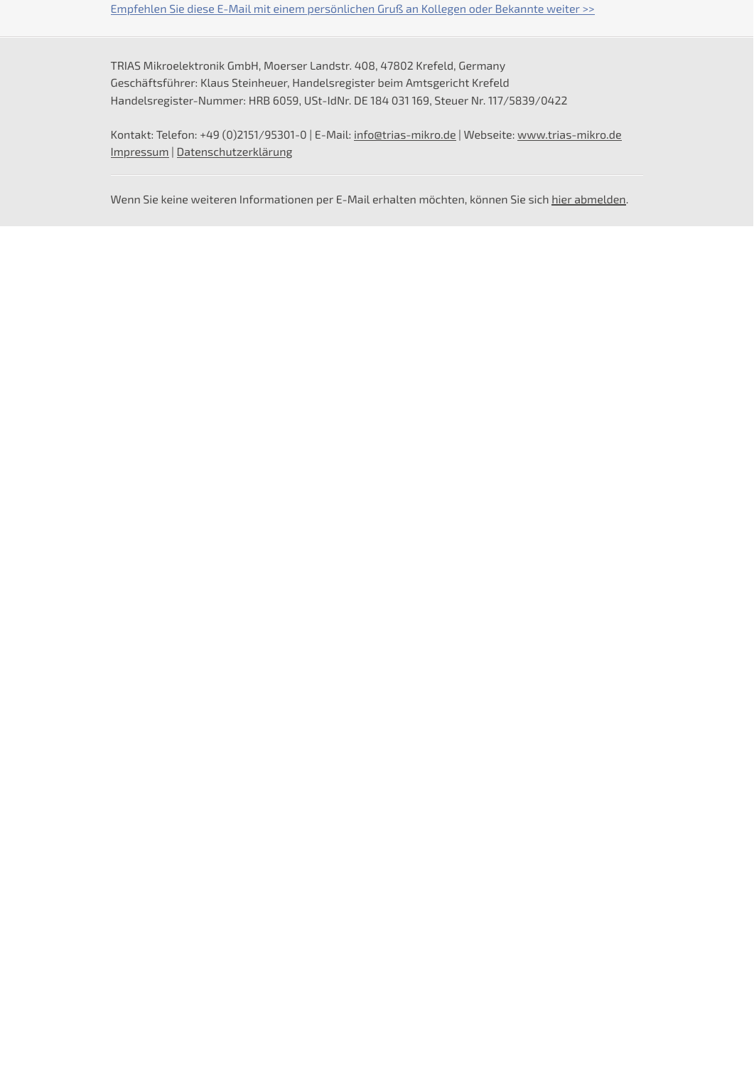Empfehlen Sie diese E-Mail mit einem persönlichen Gruß an Kollegen oder Bekannte weiter >>

TRIAS Mikroelektronik GmbH, Moerser Landstr. 408, 47802 Krefeld, Germany
Geschäftsführer: Klaus Steinheuer, Handelsregister beim Amtsgericht Krefeld
Handelsregister-Nummer: HRB 6059, USt-IdNr. DE 184 031 169, Steuer Nr. 117/5839/0422

Kontakt: Telefon: +49 (0)2151/95301-0 | E-Mail: info@trias-mikro.de | Webseite: www.trias-mikro.de
Impressum | Datenschutzerklärung

---

Wenn Sie keine weiteren Informationen per E-Mail erhalten möchten, können Sie sich hier abmelden.